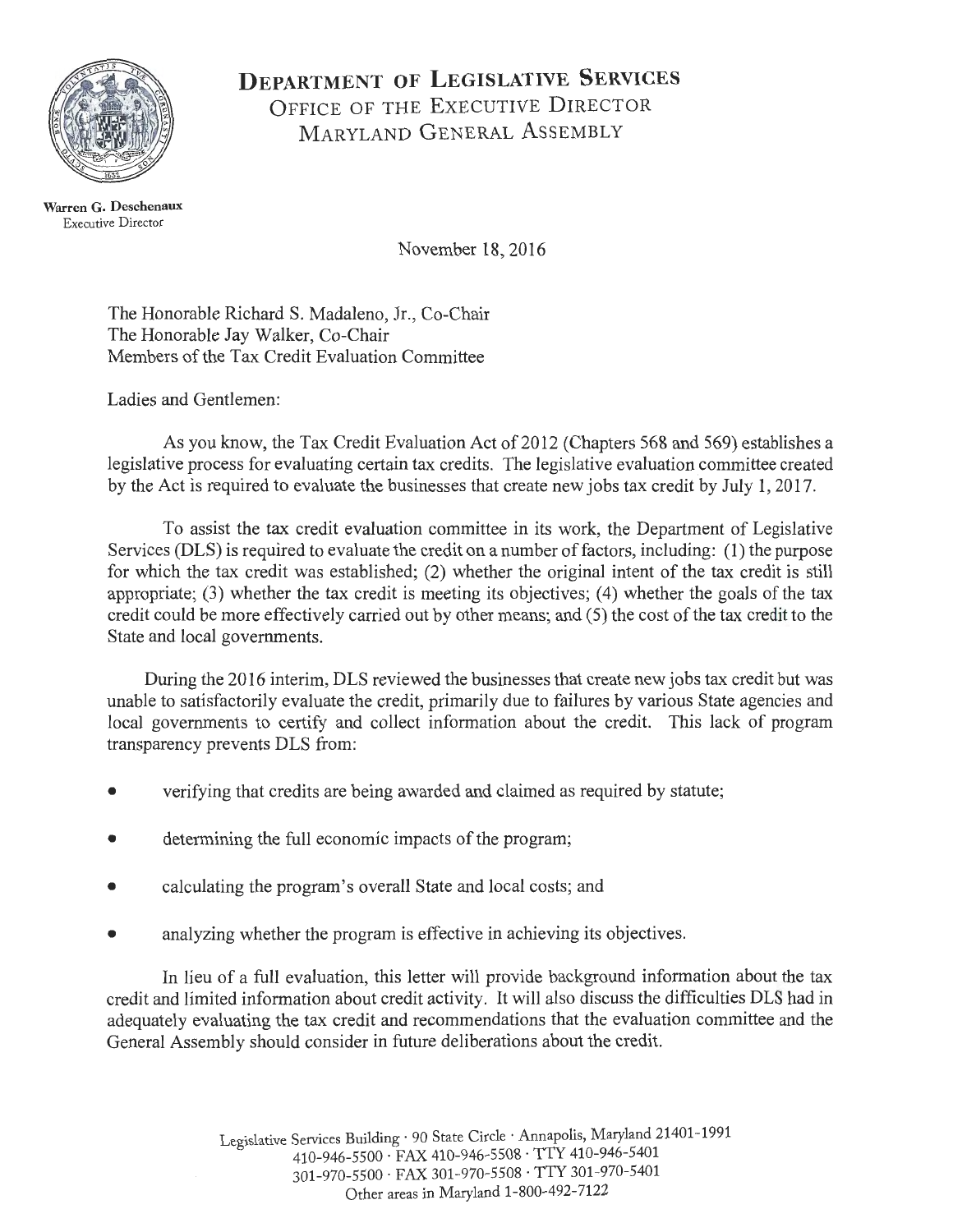# DEPARTMENT OF LEGISLATIVE SERVICES
## OFFICE OF THE EXECUTIVE DIRECTOR
## MARYLAND GENERAL ASSEMBLY

**Warren G. Deschenaux**
Executive Director

November 18, 2016

The Honorable Richard S. Madaleno, Jr., Co-Chair
The Honorable Jay Walker, Co-Chair
Members of the Tax Credit Evaluation Committee

Ladies and Gentlemen:

As you know, the Tax Credit Evaluation Act of 2012 (Chapters 568 and 569) establishes a legislative process for evaluating certain tax credits. The legislative evaluation committee created by the Act is required to evaluate the businesses that create new jobs tax credit by July 1, 2017.

To assist the tax credit evaluation committee in its work, the Department of Legislative Services (DLS) is required to evaluate the credit on a number of factors, including: (1) the purpose for which the tax credit was established; (2) whether the original intent of the tax credit is still appropriate; (3) whether the tax credit is meeting its objectives; (4) whether the goals of the tax credit could be more effectively carried out by other means; and (5) the cost of the tax credit to the State and local governments.

During the 2016 interim, DLS reviewed the businesses that create new jobs tax credit but was unable to satisfactorily evaluate the credit, primarily due to failures by various State agencies and local governments to certify and collect information about the credit. This lack of program transparency prevents DLS from:

- verifying that credits are being awarded and claimed as required by statute;
- determining the full economic impacts of the program;
- calculating the program's overall State and local costs; and
- analyzing whether the program is effective in achieving its objectives.

In lieu of a full evaluation, this letter will provide background information about the tax credit and limited information about credit activity. It will also discuss the difficulties DLS had in adequately evaluating the tax credit and recommendations that the evaluation committee and the General Assembly should consider in future deliberations about the credit.

Legislative Services Building · 90 State Circle · Annapolis, Maryland 21401-1991
410-946-5500 · FAX 410-946-5508 · TTY 410-946-5401
301-970-5500 · FAX 301-970-5508 · TTY 301-970-5401
Other areas in Maryland 1-800-492-7122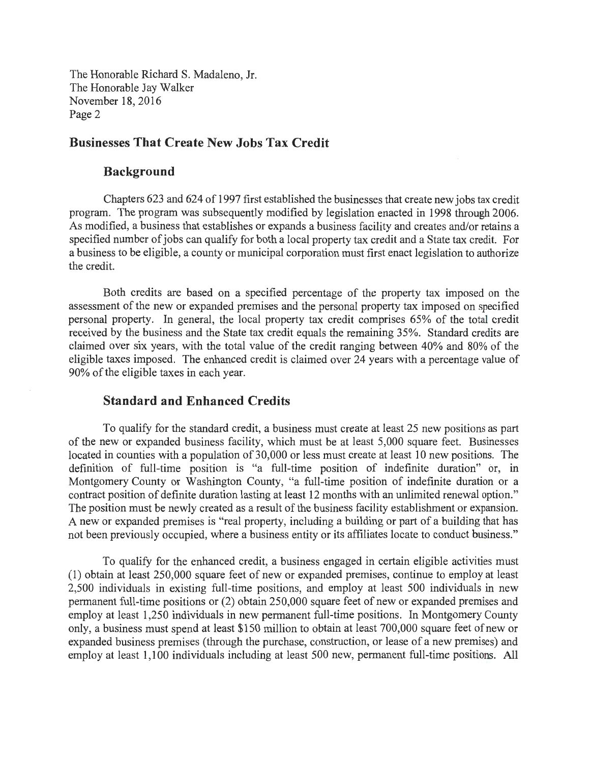## Businesses That Create New Jobs Tax Credit

### Background

Chapters 623 and 624 of 1997 first established the businesses that create new jobs tax credit program. The program was subsequently modified by legislation enacted in 1998 through 2006. As modified, a business that establishes or expands a business facility and creates and/or retains a specified number of jobs can qualify for both a local property tax credit and a State tax credit. For a business to be eligible, a county or municipal corporation must first enact legislation to authorize the credit.

Both credits are based on a specified percentage of the property tax imposed on the assessment of the new or expanded premises and the personal property tax imposed on specified personal property. In general, the local property tax credit comprises 65% of the total credit received by the business and the State tax credit equals the remaining 35%. Standard credits are claimed over six years, with the total value of the credit ranging between 40% and 80% of the eligible taxes imposed. The enhanced credit is claimed over 24 years with a percentage value of 90% of the eligible taxes in each year.

### Standard and Enhanced Credits

To qualify for the standard credit, a business must create at least 25 new positions as part of the new or expanded business facility, which must be at least 5,000 square feet. Businesses located in counties with a population of 30,000 or less must create at least 10 new positions. The definition of full-time position is "a full-time position of indefinite duration" or, in Montgomery County or Washington County, "a full-time position of indefinite duration or a contract position of definite duration lasting at least 12 months with an unlimited renewal option." The position must be newly created as a result of the business facility establishment or expansion. A new or expanded premises is "real property, including a building or part of a building that has not been previously occupied, where a business entity or its affiliates locate to conduct business."

To qualify for the enhanced credit, a business engaged in certain eligible activities must (1) obtain at least 250,000 square feet of new or expanded premises, continue to employ at least 2,500 individuals in existing full-time positions, and employ at least 500 individuals in new permanent full-time positions or (2) obtain 250,000 square feet of new or expanded premises and employ at least 1,250 individuals in new permanent full-time positions. In Montgomery County only, a business must spend at least $150 million to obtain at least 700,000 square feet of new or expanded business premises (through the purchase, construction, or lease of a new premises) and employ at least 1,100 individuals including at least 500 new, permanent full-time positions. All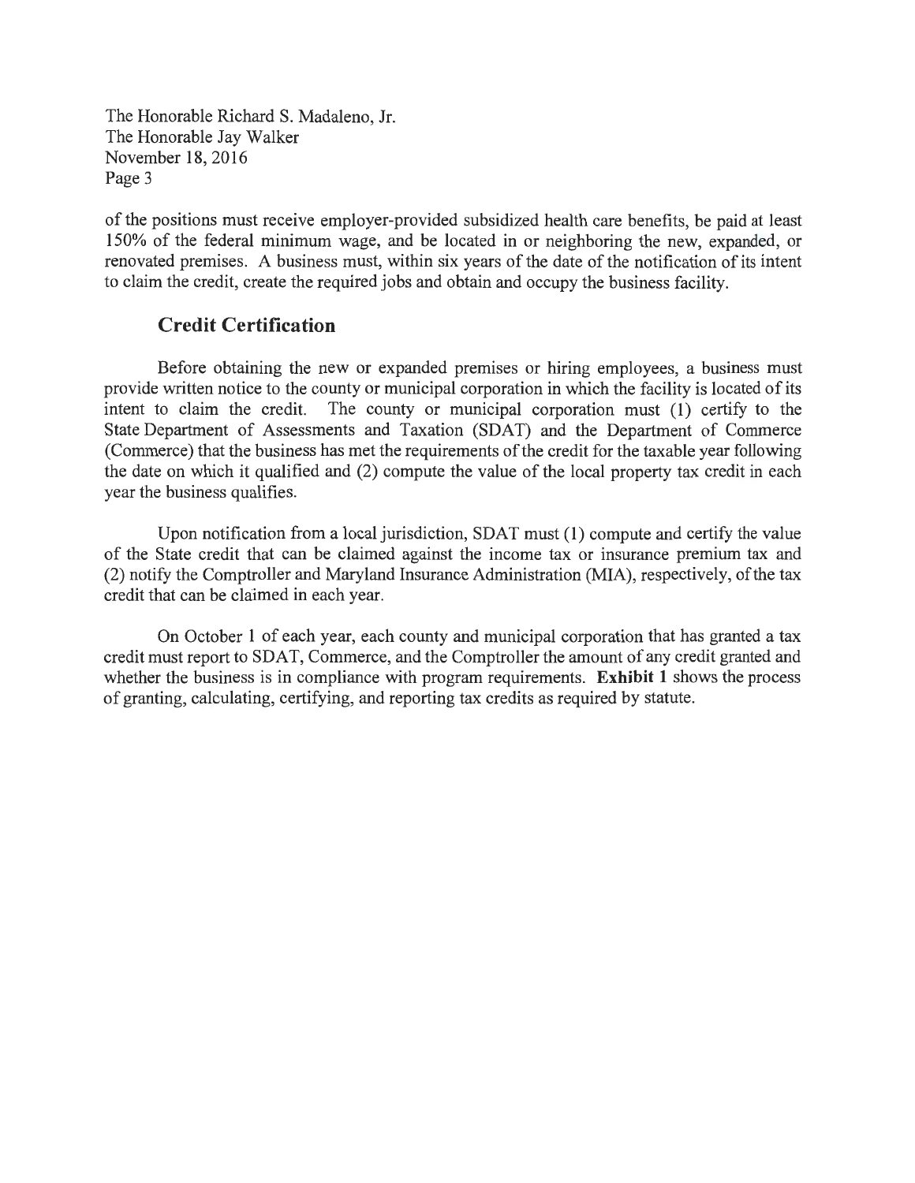of the positions must receive employer-provided subsidized health care benefits, be paid at least 150% of the federal minimum wage, and be located in or neighboring the new, expanded, or renovated premises. A business must, within six years of the date of the notification of its intent to claim the credit, create the required jobs and obtain and occupy the business facility.

## Credit Certification

Before obtaining the new or expanded premises or hiring employees, a business must provide written notice to the county or municipal corporation in which the facility is located of its intent to claim the credit. The county or municipal corporation must (1) certify to the State Department of Assessments and Taxation (SDAT) and the Department of Commerce (Commerce) that the business has met the requirements of the credit for the taxable year following the date on which it qualified and (2) compute the value of the local property tax credit in each year the business qualifies.

Upon notification from a local jurisdiction, SDAT must (1) compute and certify the value of the State credit that can be claimed against the income tax or insurance premium tax and (2) notify the Comptroller and Maryland Insurance Administration (MIA), respectively, of the tax credit that can be claimed in each year.

On October 1 of each year, each county and municipal corporation that has granted a tax credit must report to SDAT, Commerce, and the Comptroller the amount of any credit granted and whether the business is in compliance with program requirements. **Exhibit 1** shows the process of granting, calculating, certifying, and reporting tax credits as required by statute.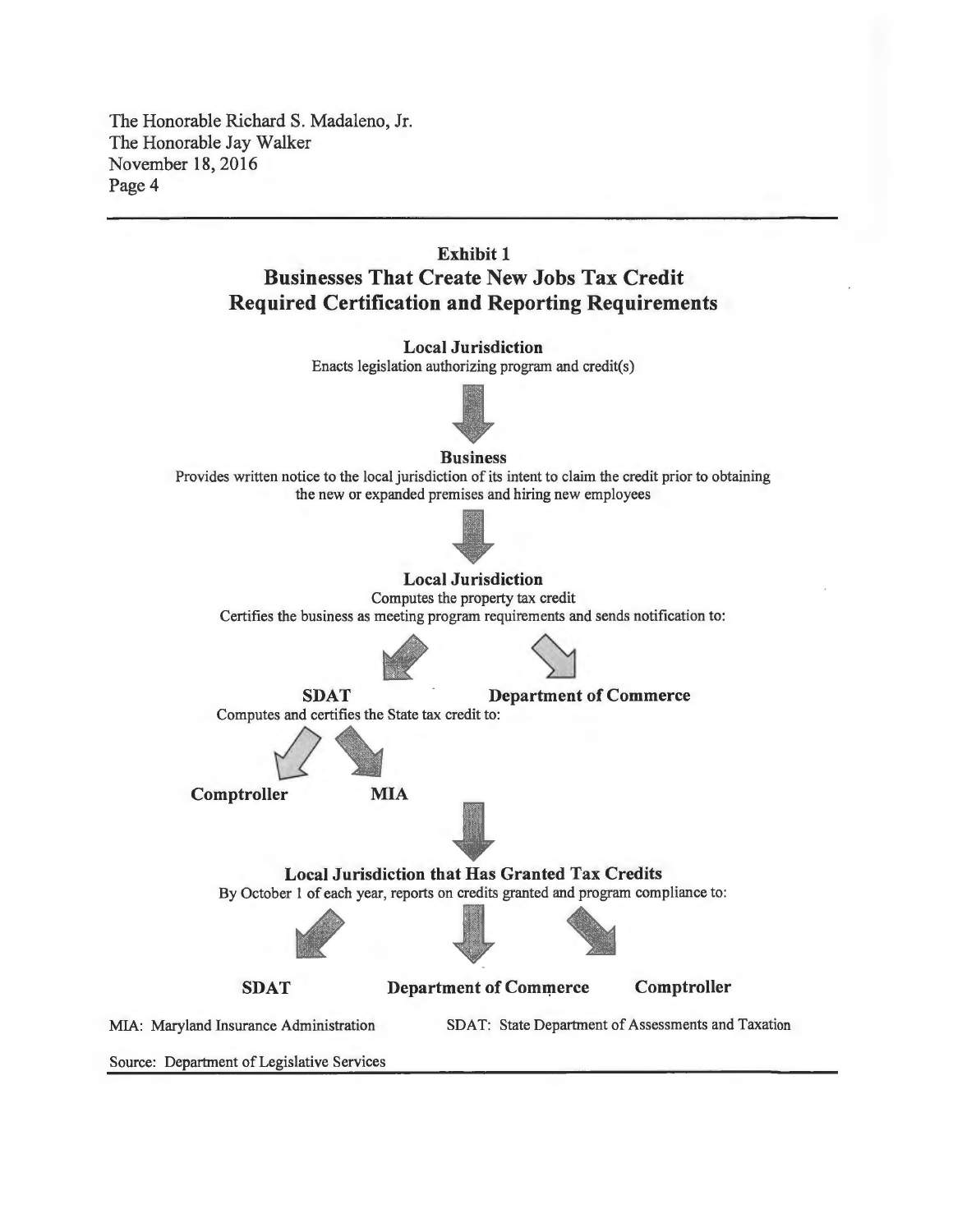## Exhibit 1

### Businesses That Create New Jobs Tax Credit Required Certification and Reporting Requirements

**Local Jurisdiction**

Enacts legislation authorizing program and credit(s)

↓

**Business**

Provides written notice to the local jurisdiction of its intent to claim the credit prior to obtaining the new or expanded premises and hiring new employees

↓

**Local Jurisdiction**

Computes the property tax credit

Certifies the business as meeting program requirements and sends notification to:

↙ ↘

**SDAT** **Department of Commerce**

Computes and certifies the State tax credit to:

↙ ↘

**Comptroller** **MIA**

↓

**Local Jurisdiction that Has Granted Tax Credits**

By October 1 of each year, reports on credits granted and program compliance to:

↙ ↓ ↘

**SDAT** **Department of Commerce** **Comptroller**

MIA: Maryland Insurance Administration SDAT: State Department of Assessments and Taxation

Source: Department of Legislative Services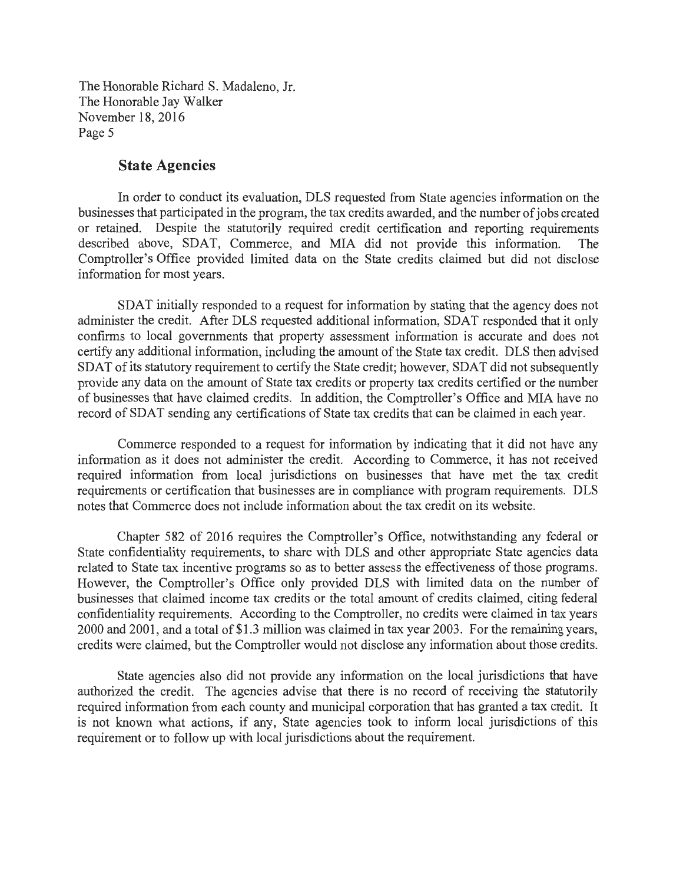## State Agencies

In order to conduct its evaluation, DLS requested from State agencies information on the businesses that participated in the program, the tax credits awarded, and the number of jobs created or retained. Despite the statutorily required credit certification and reporting requirements described above, SDAT, Commerce, and MIA did not provide this information. The Comptroller's Office provided limited data on the State credits claimed but did not disclose information for most years.

SDAT initially responded to a request for information by stating that the agency does not administer the credit. After DLS requested additional information, SDAT responded that it only confirms to local governments that property assessment information is accurate and does not certify any additional information, including the amount of the State tax credit. DLS then advised SDAT of its statutory requirement to certify the State credit; however, SDAT did not subsequently provide any data on the amount of State tax credits or property tax credits certified or the number of businesses that have claimed credits. In addition, the Comptroller's Office and MIA have no record of SDAT sending any certifications of State tax credits that can be claimed in each year.

Commerce responded to a request for information by indicating that it did not have any information as it does not administer the credit. According to Commerce, it has not received required information from local jurisdictions on businesses that have met the tax credit requirements or certification that businesses are in compliance with program requirements. DLS notes that Commerce does not include information about the tax credit on its website.

Chapter 582 of 2016 requires the Comptroller's Office, notwithstanding any federal or State confidentiality requirements, to share with DLS and other appropriate State agencies data related to State tax incentive programs so as to better assess the effectiveness of those programs. However, the Comptroller's Office only provided DLS with limited data on the number of businesses that claimed income tax credits or the total amount of credits claimed, citing federal confidentiality requirements. According to the Comptroller, no credits were claimed in tax years 2000 and 2001, and a total of $1.3 million was claimed in tax year 2003. For the remaining years, credits were claimed, but the Comptroller would not disclose any information about those credits.

State agencies also did not provide any information on the local jurisdictions that have authorized the credit. The agencies advise that there is no record of receiving the statutorily required information from each county and municipal corporation that has granted a tax credit. It is not known what actions, if any, State agencies took to inform local jurisdictions of this requirement or to follow up with local jurisdictions about the requirement.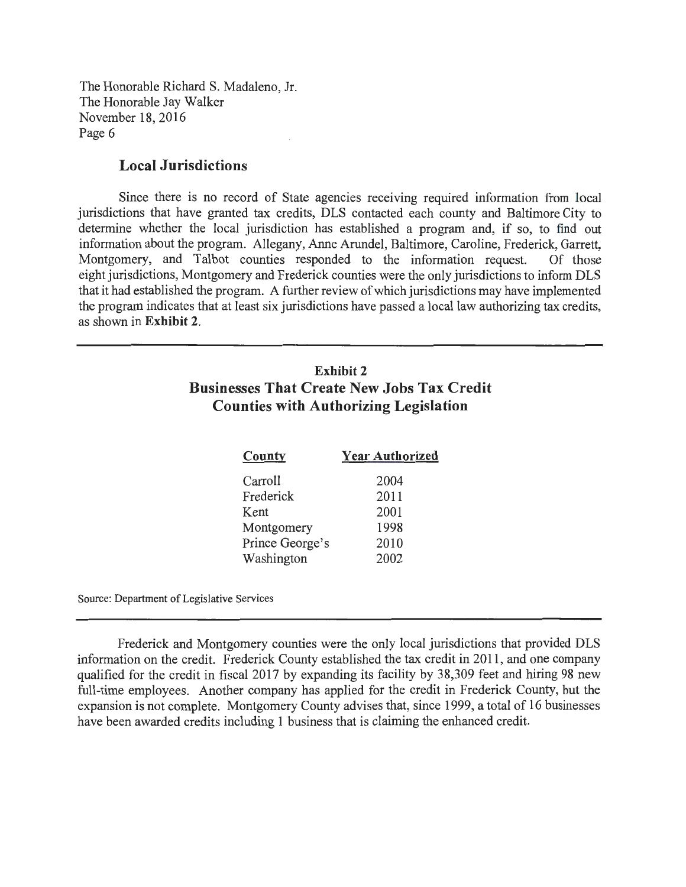## Local Jurisdictions

Since there is no record of State agencies receiving required information from local jurisdictions that have granted tax credits, DLS contacted each county and Baltimore City to determine whether the local jurisdiction has established a program and, if so, to find out information about the program. Allegany, Anne Arundel, Baltimore, Caroline, Frederick, Garrett, Montgomery, and Talbot counties responded to the information request. Of those eight jurisdictions, Montgomery and Frederick counties were the only jurisdictions to inform DLS that it had established the program. A further review of which jurisdictions may have implemented the program indicates that at least six jurisdictions have passed a local law authorizing tax credits, as shown in **Exhibit 2**.

### Exhibit 2
### Businesses That Create New Jobs Tax Credit
### Counties with Authorizing Legislation

| County | Year Authorized |
|---|---|
| Carroll | 2004 |
| Frederick | 2011 |
| Kent | 2001 |
| Montgomery | 1998 |
| Prince George's | 2010 |
| Washington | 2002 |

Source: Department of Legislative Services

Frederick and Montgomery counties were the only local jurisdictions that provided DLS information on the credit. Frederick County established the tax credit in 2011, and one company qualified for the credit in fiscal 2017 by expanding its facility by 38,309 feet and hiring 98 new full-time employees. Another company has applied for the credit in Frederick County, but the expansion is not complete. Montgomery County advises that, since 1999, a total of 16 businesses have been awarded credits including 1 business that is claiming the enhanced credit.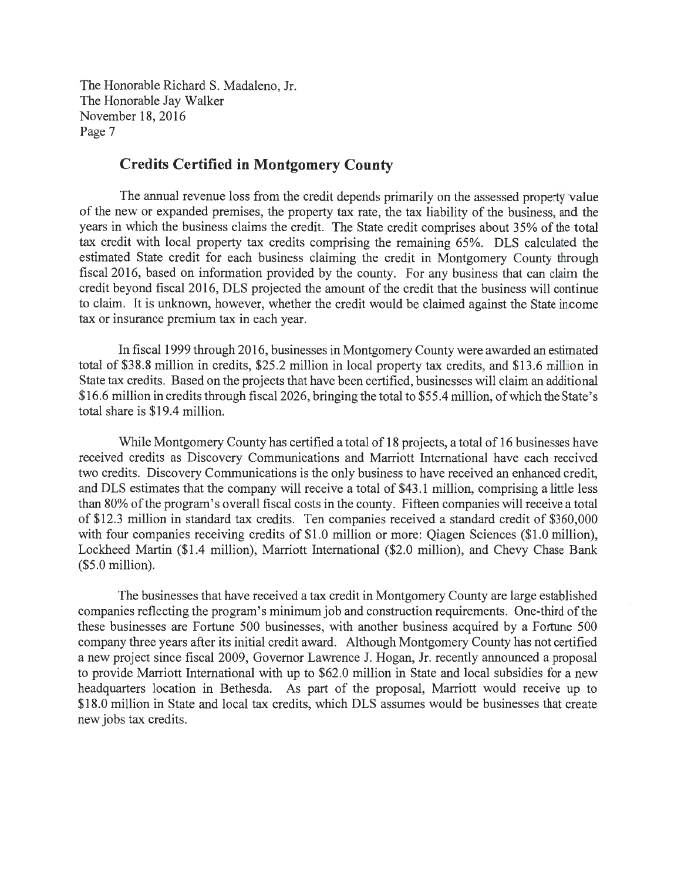## Credits Certified in Montgomery County

The annual revenue loss from the credit depends primarily on the assessed property value of the new or expanded premises, the property tax rate, the tax liability of the business, and the years in which the business claims the credit. The State credit comprises about 35% of the total tax credit with local property tax credits comprising the remaining 65%. DLS calculated the estimated State credit for each business claiming the credit in Montgomery County through fiscal 2016, based on information provided by the county. For any business that can claim the credit beyond fiscal 2016, DLS projected the amount of the credit that the business will continue to claim. It is unknown, however, whether the credit would be claimed against the State income tax or insurance premium tax in each year.

In fiscal 1999 through 2016, businesses in Montgomery County were awarded an estimated total of $38.8 million in credits, $25.2 million in local property tax credits, and $13.6 million in State tax credits. Based on the projects that have been certified, businesses will claim an additional $16.6 million in credits through fiscal 2026, bringing the total to $55.4 million, of which the State's total share is $19.4 million.

While Montgomery County has certified a total of 18 projects, a total of 16 businesses have received credits as Discovery Communications and Marriott International have each received two credits. Discovery Communications is the only business to have received an enhanced credit, and DLS estimates that the company will receive a total of $43.1 million, comprising a little less than 80% of the program's overall fiscal costs in the county. Fifteen companies will receive a total of $12.3 million in standard tax credits. Ten companies received a standard credit of $360,000 with four companies receiving credits of $1.0 million or more: Qiagen Sciences ($1.0 million), Lockheed Martin ($1.4 million), Marriott International ($2.0 million), and Chevy Chase Bank ($5.0 million).

The businesses that have received a tax credit in Montgomery County are large established companies reflecting the program's minimum job and construction requirements. One-third of the these businesses are Fortune 500 businesses, with another business acquired by a Fortune 500 company three years after its initial credit award. Although Montgomery County has not certified a new project since fiscal 2009, Governor Lawrence J. Hogan, Jr. recently announced a proposal to provide Marriott International with up to $62.0 million in State and local subsidies for a new headquarters location in Bethesda. As part of the proposal, Marriott would receive up to $18.0 million in State and local tax credits, which DLS assumes would be businesses that create new jobs tax credits.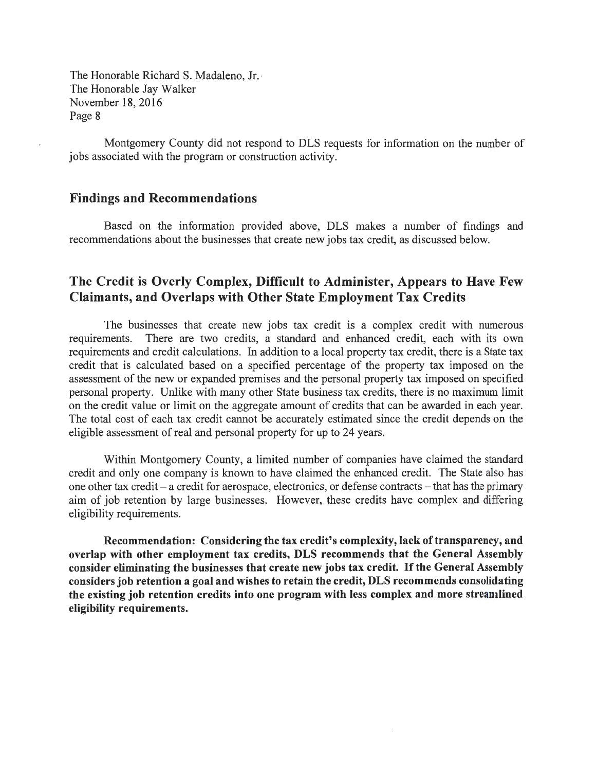Montgomery County did not respond to DLS requests for information on the number of jobs associated with the program or construction activity.

## Findings and Recommendations

Based on the information provided above, DLS makes a number of findings and recommendations about the businesses that create new jobs tax credit, as discussed below.

## The Credit is Overly Complex, Difficult to Administer, Appears to Have Few Claimants, and Overlaps with Other State Employment Tax Credits

The businesses that create new jobs tax credit is a complex credit with numerous requirements. There are two credits, a standard and enhanced credit, each with its own requirements and credit calculations. In addition to a local property tax credit, there is a State tax credit that is calculated based on a specified percentage of the property tax imposed on the assessment of the new or expanded premises and the personal property tax imposed on specified personal property. Unlike with many other State business tax credits, there is no maximum limit on the credit value or limit on the aggregate amount of credits that can be awarded in each year. The total cost of each tax credit cannot be accurately estimated since the credit depends on the eligible assessment of real and personal property for up to 24 years.

Within Montgomery County, a limited number of companies have claimed the standard credit and only one company is known to have claimed the enhanced credit. The State also has one other tax credit – a credit for aerospace, electronics, or defense contracts – that has the primary aim of job retention by large businesses. However, these credits have complex and differing eligibility requirements.

**Recommendation: Considering the tax credit's complexity, lack of transparency, and overlap with other employment tax credits, DLS recommends that the General Assembly consider eliminating the businesses that create new jobs tax credit. If the General Assembly considers job retention a goal and wishes to retain the credit, DLS recommends consolidating the existing job retention credits into one program with less complex and more streamlined eligibility requirements.**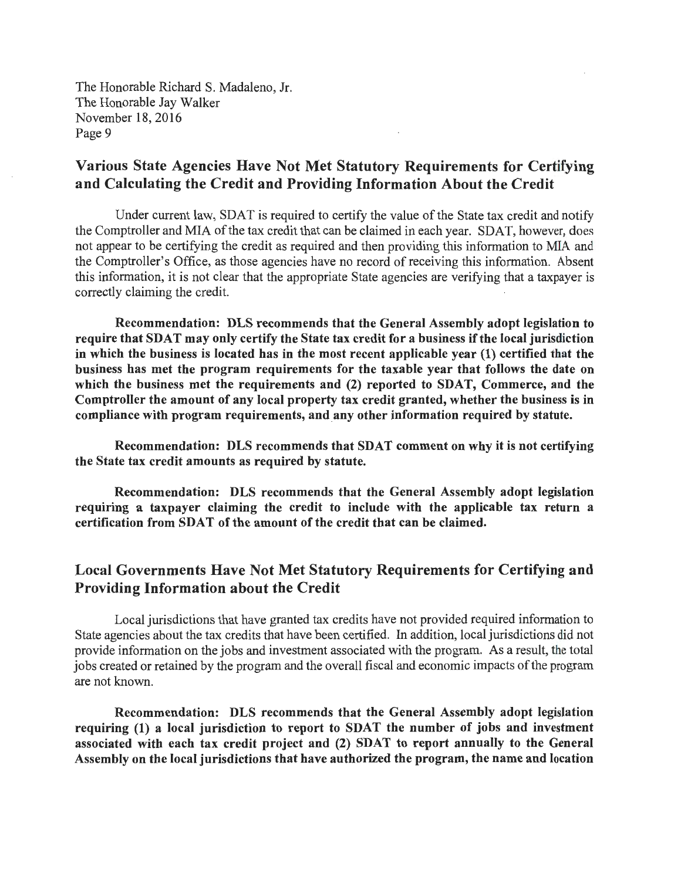The Honorable Richard S. Madaleno, Jr.
The Honorable Jay Walker
November 18, 2016

## Various State Agencies Have Not Met Statutory Requirements for Certifying and Calculating the Credit and Providing Information About the Credit

Under current law, SDAT is required to certify the value of the State tax credit and notify the Comptroller and MIA of the tax credit that can be claimed in each year. SDAT, however, does not appear to be certifying the credit as required and then providing this information to MIA and the Comptroller's Office, as those agencies have no record of receiving this information. Absent this information, it is not clear that the appropriate State agencies are verifying that a taxpayer is correctly claiming the credit.

**Recommendation: DLS recommends that the General Assembly adopt legislation to require that SDAT may only certify the State tax credit for a business if the local jurisdiction in which the business is located has in the most recent applicable year (1) certified that the business has met the program requirements for the taxable year that follows the date on which the business met the requirements and (2) reported to SDAT, Commerce, and the Comptroller the amount of any local property tax credit granted, whether the business is in compliance with program requirements, and any other information required by statute.**

**Recommendation: DLS recommends that SDAT comment on why it is not certifying the State tax credit amounts as required by statute.**

**Recommendation: DLS recommends that the General Assembly adopt legislation requiring a taxpayer claiming the credit to include with the applicable tax return a certification from SDAT of the amount of the credit that can be claimed.**

## Local Governments Have Not Met Statutory Requirements for Certifying and Providing Information about the Credit

Local jurisdictions that have granted tax credits have not provided required information to State agencies about the tax credits that have been certified. In addition, local jurisdictions did not provide information on the jobs and investment associated with the program. As a result, the total jobs created or retained by the program and the overall fiscal and economic impacts of the program are not known.

**Recommendation: DLS recommends that the General Assembly adopt legislation requiring (1) a local jurisdiction to report to SDAT the number of jobs and investment associated with each tax credit project and (2) SDAT to report annually to the General Assembly on the local jurisdictions that have authorized the program, the name and location**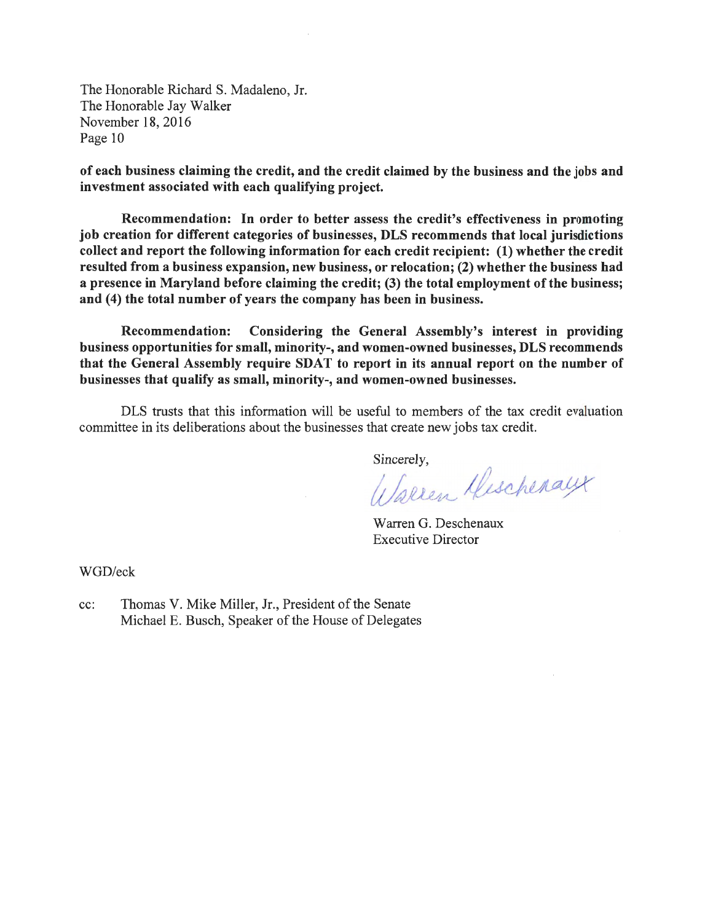The Honorable Richard S. Madaleno, Jr.
The Honorable Jay Walker
November 18, 2016
Page 10

**of each business claiming the credit, and the credit claimed by the business and the jobs and investment associated with each qualifying project.**

**Recommendation: In order to better assess the credit's effectiveness in promoting job creation for different categories of businesses, DLS recommends that local jurisdictions collect and report the following information for each credit recipient: (1) whether the credit resulted from a business expansion, new business, or relocation; (2) whether the business had a presence in Maryland before claiming the credit; (3) the total employment of the business; and (4) the total number of years the company has been in business.**

**Recommendation: Considering the General Assembly's interest in providing business opportunities for small, minority-, and women-owned businesses, DLS recommends that the General Assembly require SDAT to report in its annual report on the number of businesses that qualify as small, minority-, and women-owned businesses.**

DLS trusts that this information will be useful to members of the tax credit evaluation committee in its deliberations about the businesses that create new jobs tax credit.

Sincerely,

Warren Deschenaux

Warren G. Deschenaux
Executive Director

WGD/eck

cc: Thomas V. Mike Miller, Jr., President of the Senate
Michael E. Busch, Speaker of the House of Delegates